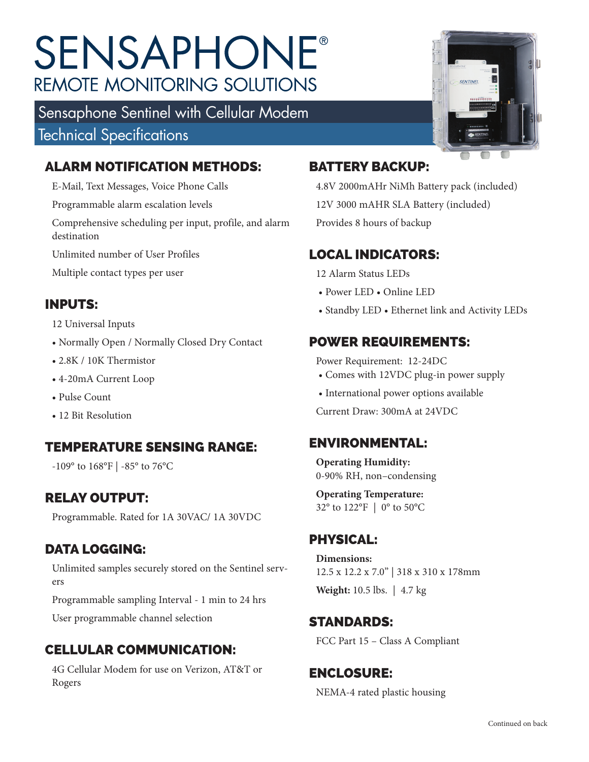# SENSAPHONE®

REMOTE MONITORING SOLUTIONS

## Sensaphone Sentinel with Cellular Modem

## Technical Specifications

### ALARM NOTIFICATION METHODS:

E-Mail, Text Messages, Voice Phone Calls

Programmable alarm escalation levels

Comprehensive scheduling per input, profile, and alarm destination

Unlimited number of User Profiles

Multiple contact types per user

### INPUTS:

12 Universal Inputs

- Normally Open / Normally Closed Dry Contact
- 2.8K / 10K Thermistor
- 4-20mA Current Loop
- Pulse Count
- 12 Bit Resolution

### TEMPERATURE SENSING RANGE:

-109° to 168°F | -85° to 76°C

### RELAY OUTPUT:

Programmable. Rated for 1A 30VAC/ 1A 30VDC

### DATA LOGGING:

Unlimited samples securely stored on the Sentinel servers

Programmable sampling Interval - 1 min to 24 hrs

User programmable channel selection

### CELLULAR COMMUNICATION:

4G Cellular Modem for use on Verizon, AT&T or Rogers

### BATTERY BACKUP:

4.8V 2000mAHr NiMh Battery pack (included)

12V 3000 mAHR SLA Battery (included)

Provides 8 hours of backup

### LOCAL INDICATORS:

12 Alarm Status LEDs

- Power LED • Online LED
- Standby LED • Ethernet link and Activity LEDs

### POWER REQUIREMENTS:

Power Requirement: 12-24DC

- Comes with 12VDC plug-in power supply
- International power options available

Current Draw: 300mA at 24VDC

### ENVIRONMENTAL:

**Operating Humidity:**
0-90% RH, non–condensing

**Operating Temperature:**
32° to 122°F | 0° to 50°C

### PHYSICAL:

**Dimensions:**
12.5 x 12.2 x 7.0" | 318 x 310 x 178mm

**Weight:** 10.5 lbs. | 4.7 kg

### STANDARDS:

FCC Part 15 – Class A Compliant

### ENCLOSURE:

NEMA-4 rated plastic housing

Continued on back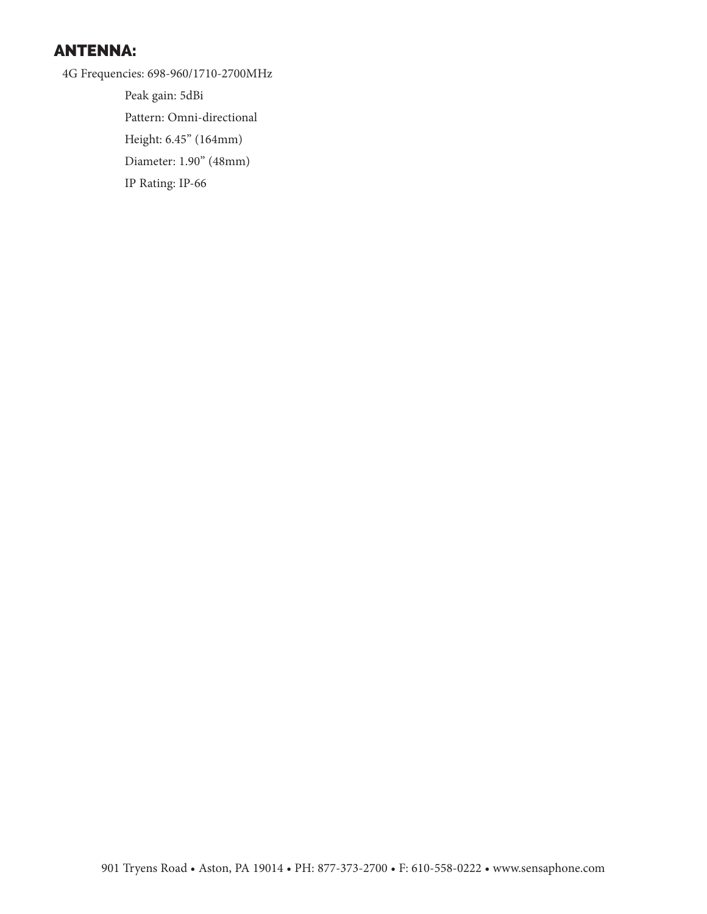## ANTENNA:

4G Frequencies: 698-960/1710-2700MHz

Peak gain: 5dBi

Pattern: Omni-directional

Height: 6.45” (164mm)

Diameter: 1.90” (48mm)

IP Rating: IP-66

901 Tryens Road • Aston, PA 19014 • PH: 877-373-2700 • F: 610-558-0222 • www.sensaphone.com